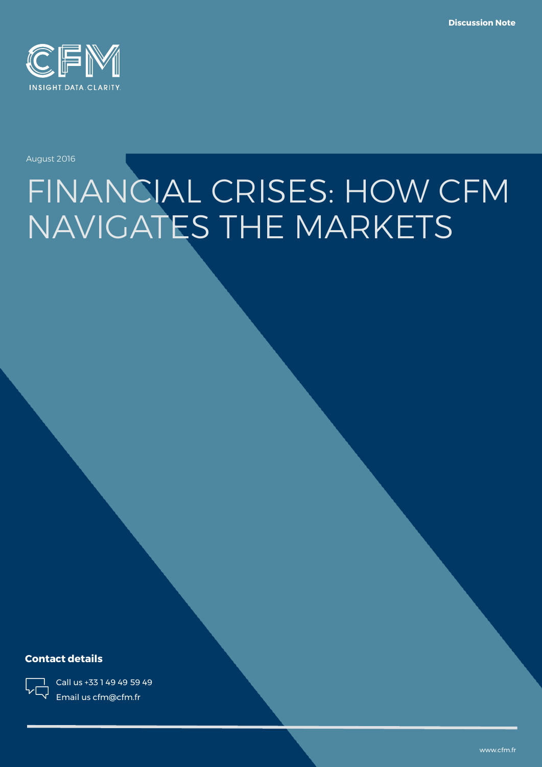Discussion Note

CFM

INSIGHT.DATA.CLARITY.

August 2016

# FINANCIAL CRISES: HOW CFM NAVIGATES THE MARKETS

**Contact details**

Call us +33 1 49 49 59 49

Email us cfm@cfm.fr

www.cfm.fr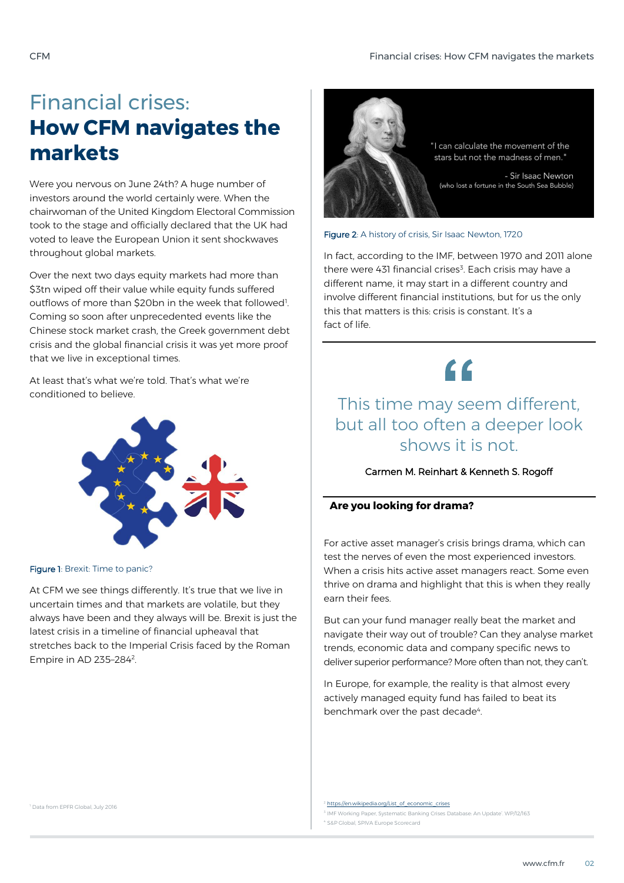# Financial crises: **How CFM navigates the markets**

Were you nervous on June 24th? A huge number of investors around the world certainly were. When the chairwoman of the United Kingdom Electoral Commission took to the stage and officially declared that the UK had voted to leave the European Union it sent shockwaves throughout global markets.

Over the next two days equity markets had more than $3tn wiped off their value while equity funds suffered outflows of more than $20bn in the week that followed[1]. Coming so soon after unprecedented events like the Chinese stock market crash, the Greek government debt crisis and the global financial crisis it was yet more proof that we live in exceptional times.

At least that's what we're told. That's what we're conditioned to believe.

Figure 1: Brexit: Time to panic?

At CFM we see things differently. It's true that we live in uncertain times and that markets are volatile, but they always have been and they always will be. Brexit is just the latest crisis in a timeline of financial upheaval that stretches back to the Imperial Crisis faced by the Roman Empire in AD 235–284[2].

"I can calculate the movement of the stars but not the madness of men."

- Sir Isaac Newton (who lost a fortune in the South Sea Bubble)

Figure 2: A history of crisis, Sir Isaac Newton, 1720

In fact, according to the IMF, between 1970 and 2011 alone there were 431 financial crises[3]. Each crisis may have a different name, it may start in a different country and involve different financial institutions, but for us the only this that matters is this: crisis is constant. It's a fact of life.

> This time may seem different, but all too often a deeper look shows it is not.
>
> Carmen M. Reinhart & Kenneth S. Rogoff

### Are you looking for drama?

For active asset manager's crisis brings drama, which can test the nerves of even the most experienced investors. When a crisis hits active asset managers react. Some even thrive on drama and highlight that this is when they really earn their fees.

But can your fund manager really beat the market and navigate their way out of trouble? Can they analyse market trends, economic data and company specific news to deliver superior performance? More often than not, they can't.

In Europe, for example, the reality is that almost every actively managed equity fund has failed to beat its benchmark over the past decade[4].

[1] Data from EPFR Global, July 2016

[2] https://en.wikipedia.org/List_of_economic_crises

[3] IMF Working Paper, Systematic Banking Crises Database: An Update'. WP/12/163

[4] S&P Global, SPIVA Europe Scorecard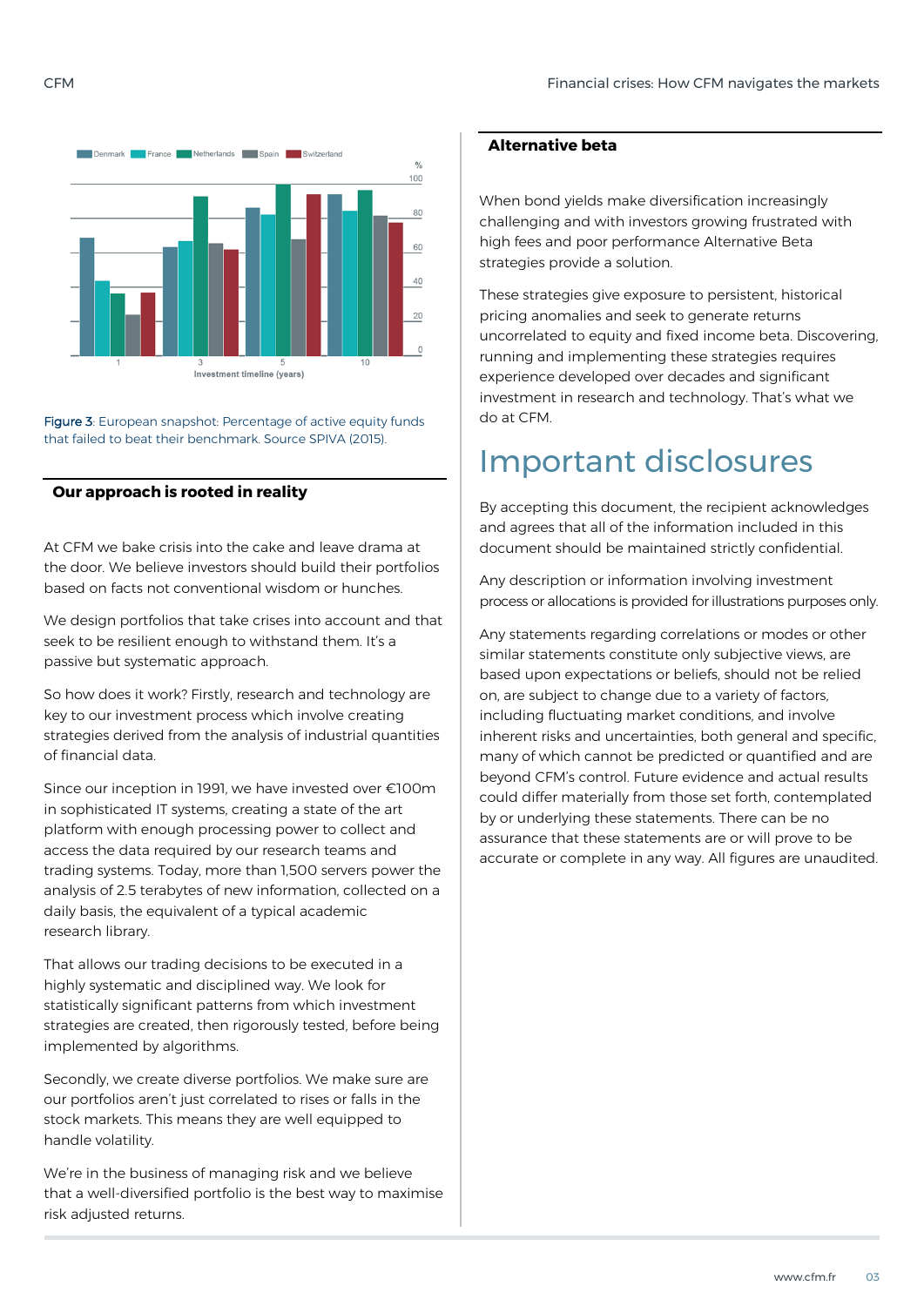Figure 3: European snapshot: Percentage of active equity funds that failed to beat their benchmark. Source SPIVA (2015).

## Our approach is rooted in reality

At CFM we bake crisis into the cake and leave drama at the door. We believe investors should build their portfolios based on facts not conventional wisdom or hunches.

We design portfolios that take crises into account and that seek to be resilient enough to withstand them. It's a passive but systematic approach.

So how does it work? Firstly, research and technology are key to our investment process which involve creating strategies derived from the analysis of industrial quantities of financial data.

Since our inception in 1991, we have invested over €100m in sophisticated IT systems, creating a state of the art platform with enough processing power to collect and access the data required by our research teams and trading systems. Today, more than 1,500 servers power the analysis of 2.5 terabytes of new information, collected on a daily basis, the equivalent of a typical academic research library.

That allows our trading decisions to be executed in a highly systematic and disciplined way. We look for statistically significant patterns from which investment strategies are created, then rigorously tested, before being implemented by algorithms.

Secondly, we create diverse portfolios. We make sure are our portfolios aren't just correlated to rises or falls in the stock markets. This means they are well equipped to handle volatility.

We're in the business of managing risk and we believe that a well-diversified portfolio is the best way to maximise risk adjusted returns.

## Alternative beta

When bond yields make diversification increasingly challenging and with investors growing frustrated with high fees and poor performance Alternative Beta strategies provide a solution.

These strategies give exposure to persistent, historical pricing anomalies and seek to generate returns uncorrelated to equity and fixed income beta. Discovering, running and implementing these strategies requires experience developed over decades and significant investment in research and technology. That's what we do at CFM.

# Important disclosures

By accepting this document, the recipient acknowledges and agrees that all of the information included in this document should be maintained strictly confidential.

Any description or information involving investment process or allocations is provided for illustrations purposes only.

Any statements regarding correlations or modes or other similar statements constitute only subjective views, are based upon expectations or beliefs, should not be relied on, are subject to change due to a variety of factors, including fluctuating market conditions, and involve inherent risks and uncertainties, both general and specific, many of which cannot be predicted or quantified and are beyond CFM's control. Future evidence and actual results could differ materially from those set forth, contemplated by or underlying these statements. There can be no assurance that these statements are or will prove to be accurate or complete in any way. All figures are unaudited.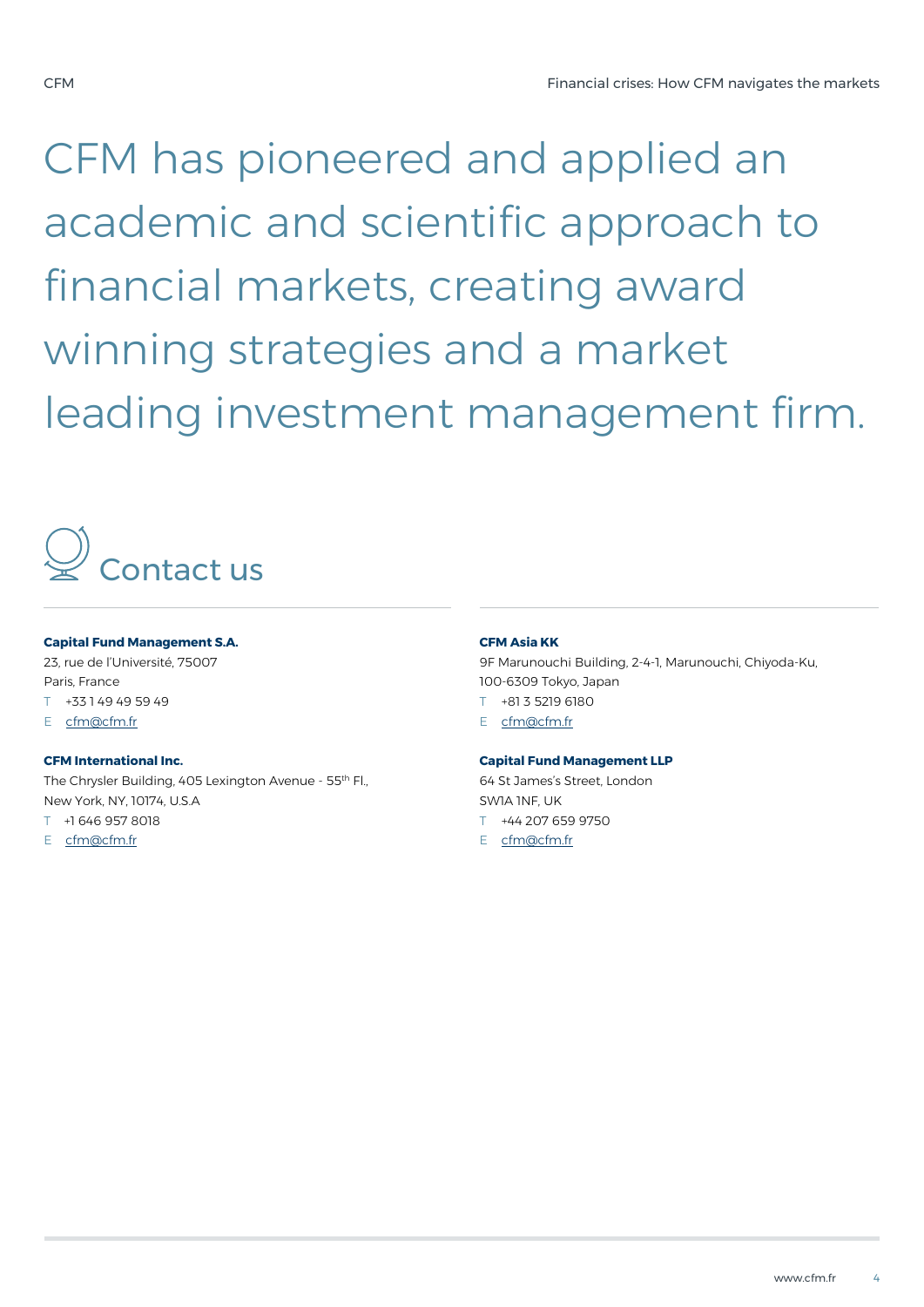CFM has pioneered and applied an academic and scientific approach to financial markets, creating award winning strategies and a market leading investment management firm.

## Contact us

**Capital Fund Management S.A.**
23, rue de l'Université, 75007
Paris, France
T +33 1 49 49 59 49
E cfm@cfm.fr

**CFM International Inc.**
The Chrysler Building, 405 Lexington Avenue - 55th Fl.,
New York, NY, 10174, U.S.A
T +1 646 957 8018
E cfm@cfm.fr

**CFM Asia KK**
9F Marunouchi Building, 2-4-1, Marunouchi, Chiyoda-Ku,
100-6309 Tokyo, Japan
T +81 3 5219 6180
E cfm@cfm.fr

**Capital Fund Management LLP**
64 St James's Street, London
SW1A 1NF, UK
T +44 207 659 9750
E cfm@cfm.fr